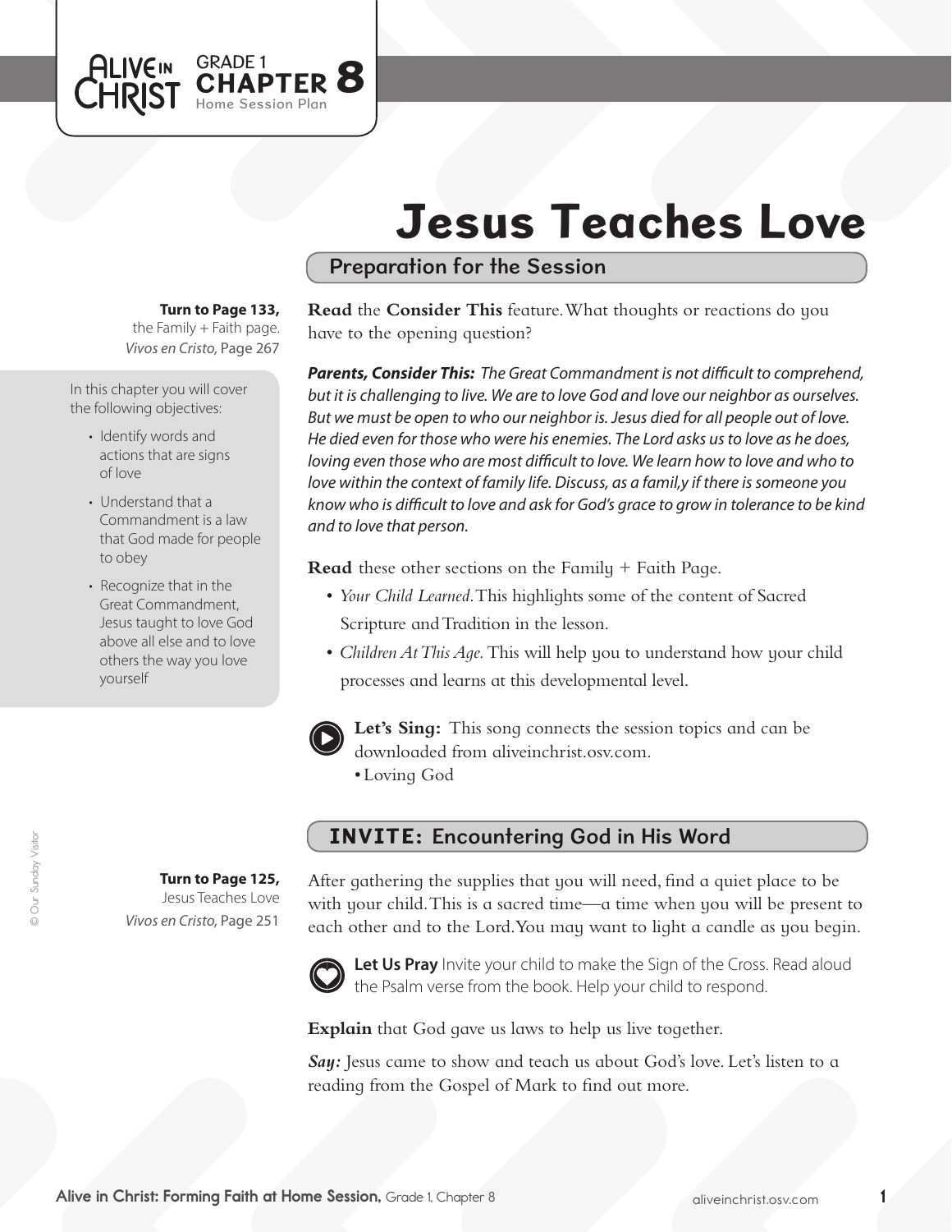Alive in Christ — GRADE 1 CHAPTER 8 — Home Session Plan

# Jesus Teaches Love

## Preparation for the Session

**Turn to Page 133,** the Family + Faith page.
*Vivos en Cristo,* Page 267

In this chapter you will cover the following objectives:

- Identify words and actions that are signs of love
- Understand that a Commandment is a law that God made for people to obey
- Recognize that in the Great Commandment, Jesus taught to love God above all else and to love others the way you love yourself

**Read** the **Consider This** feature. What thoughts or reactions do you have to the opening question?

***Parents, Consider This:*** *The Great Commandment is not difficult to comprehend, but it is challenging to live. We are to love God and love our neighbor as ourselves. But we must be open to who our neighbor is. Jesus died for all people out of love. He died even for those who were his enemies. The Lord asks us to love as he does, loving even those who are most difficult to love. We learn how to love and who to love within the context of family life. Discuss, as a famil,y if there is someone you know who is difficult to love and ask for God's grace to grow in tolerance to be kind and to love that person.*

**Read** these other sections on the Family + Faith Page.

- *Your Child Learned.* This highlights some of the content of Sacred Scripture and Tradition in the lesson.
- *Children At This Age.* This will help you to understand how your child processes and learns at this developmental level.

**Let's Sing:** This song connects the session topics and can be downloaded from aliveinchrist.osv.com.
- Loving God

## INVITE: Encountering God in His Word

**Turn to Page 125,** Jesus Teaches Love
*Vivos en Cristo,* Page 251

After gathering the supplies that you will need, find a quiet place to be with your child. This is a sacred time—a time when you will be present to each other and to the Lord. You may want to light a candle as you begin.

**Let Us Pray** Invite your child to make the Sign of the Cross. Read aloud the Psalm verse from the book. Help your child to respond.

**Explain** that God gave us laws to help us live together.

***Say:*** Jesus came to show and teach us about God's love. Let's listen to a reading from the Gospel of Mark to find out more.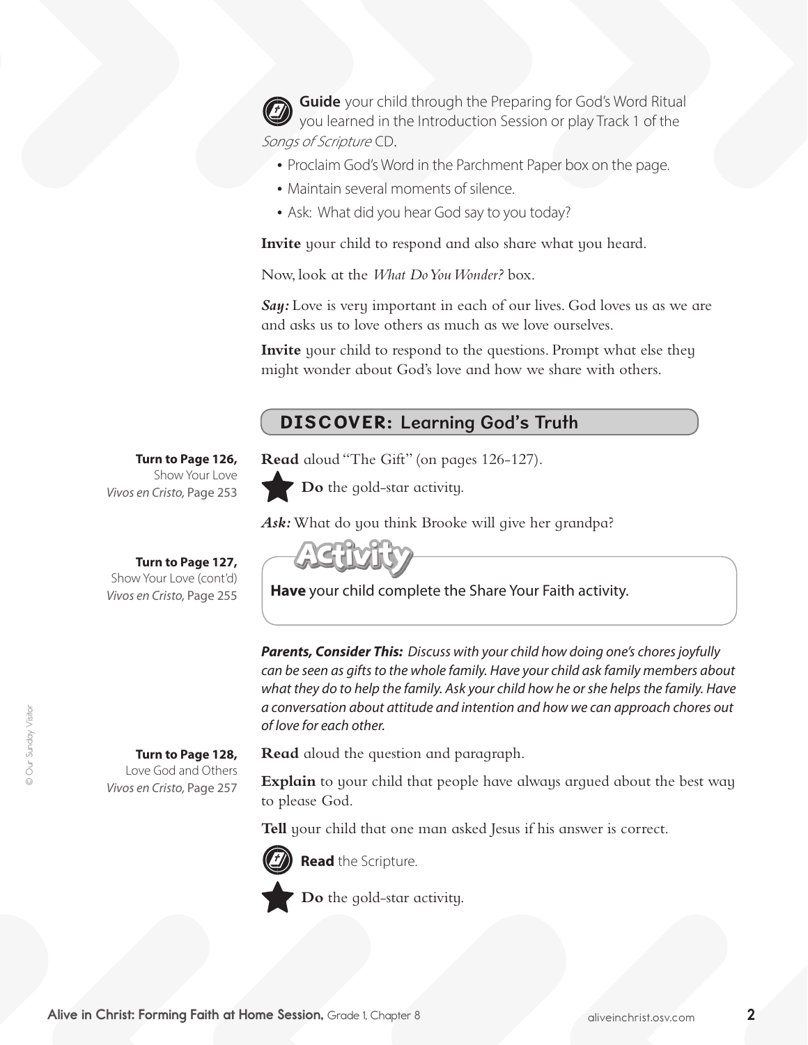**Guide** your child through the Preparing for God's Word Ritual you learned in the Introduction Session or play Track 1 of the *Songs of Scripture* CD.

- Proclaim God's Word in the Parchment Paper box on the page.
- Maintain several moments of silence.
- Ask: What did you hear God say to you today?

**Invite** your child to respond and also share what you heard.

Now, look at the *What Do You Wonder?* box.

***Say:*** Love is very important in each of our lives. God loves us as we are and asks us to love others as much as we love ourselves.

**Invite** your child to respond to the questions. Prompt what else they might wonder about God's love and how we share with others.

## DISCOVER: Learning God's Truth

**Turn to Page 126,** Show Your Love *Vivos en Cristo,* Page 253

**Read** aloud "The Gift" (on pages 126-127).

**Do** the gold-star activity.

***Ask:*** What do you think Brooke will give her grandpa?

**Turn to Page 127,** Show Your Love (cont'd) *Vivos en Cristo,* Page 255

**Activity**

**Have** your child complete the Share Your Faith activity.

***Parents, Consider This:*** *Discuss with your child how doing one's chores joyfully can be seen as gifts to the whole family. Have your child ask family members about what they do to help the family. Ask your child how he or she helps the family. Have a conversation about attitude and intention and how we can approach chores out of love for each other.*

**Turn to Page 128,** Love God and Others *Vivos en Cristo,* Page 257

**Read** aloud the question and paragraph.

**Explain** to your child that people have always argued about the best way to please God.

**Tell** your child that one man asked Jesus if his answer is correct.

**Read** the Scripture.

**Do** the gold-star activity.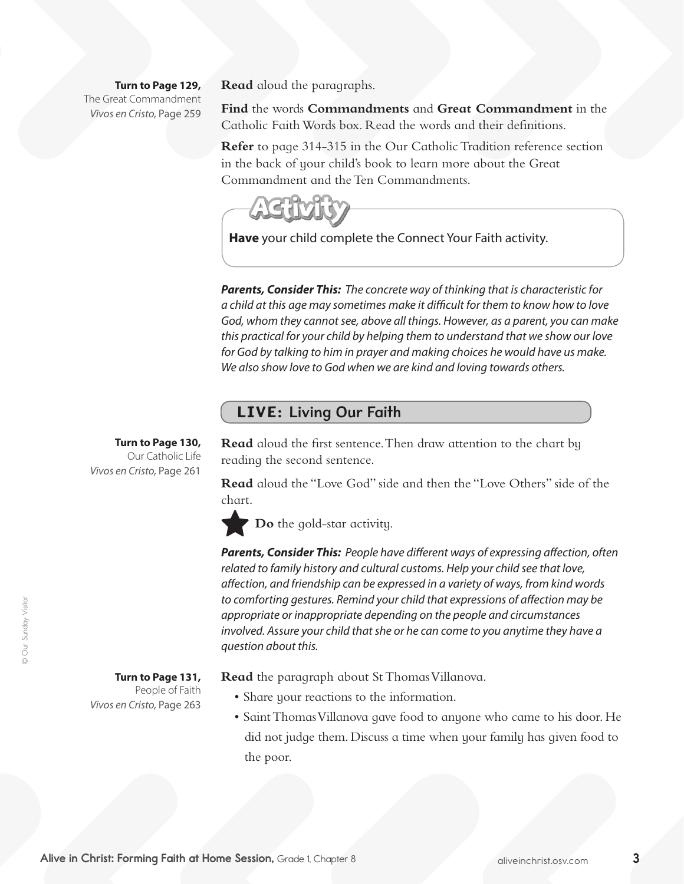**Turn to Page 129,**
The Great Commandment
*Vivos en Cristo,* Page 259

**Read** aloud the paragraphs.

**Find** the words **Commandments** and **Great Commandment** in the Catholic Faith Words box. Read the words and their definitions.

**Refer** to page 314-315 in the Our Catholic Tradition reference section in the back of your child's book to learn more about the Great Commandment and the Ten Commandments.

**Activity**

**Have** your child complete the Connect Your Faith activity.

***Parents, Consider This:*** *The concrete way of thinking that is characteristic for a child at this age may sometimes make it difficult for them to know how to love God, whom they cannot see, above all things. However, as a parent, you can make this practical for your child by helping them to understand that we show our love for God by talking to him in prayer and making choices he would have us make. We also show love to God when we are kind and loving towards others.*

## LIVE: Living Our Faith

**Turn to Page 130,**
Our Catholic Life
*Vivos en Cristo,* Page 261

**Read** aloud the first sentence. Then draw attention to the chart by reading the second sentence.

**Read** aloud the "Love God" side and then the "Love Others" side of the chart.

★ **Do** the gold-star activity.

***Parents, Consider This:*** *People have different ways of expressing affection, often related to family history and cultural customs. Help your child see that love, affection, and friendship can be expressed in a variety of ways, from kind words to comforting gestures. Remind your child that expressions of affection may be appropriate or inappropriate depending on the people and circumstances involved. Assure your child that she or he can come to you anytime they have a question about this.*

**Turn to Page 131,**
People of Faith
*Vivos en Cristo,* Page 263

**Read** the paragraph about St Thomas Villanova.

- Share your reactions to the information.
- Saint Thomas Villanova gave food to anyone who came to his door. He did not judge them. Discuss a time when your family has given food to the poor.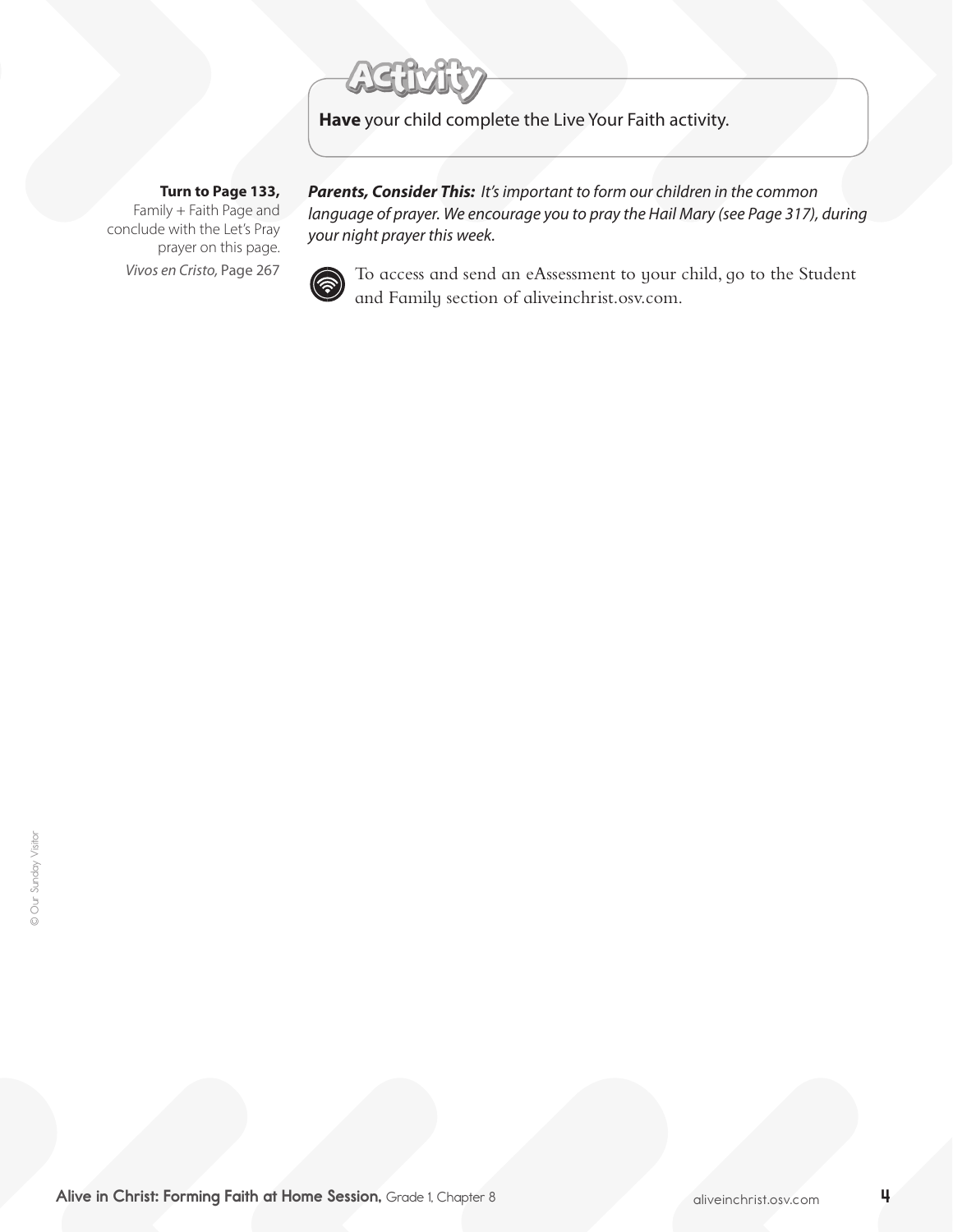## Activity

**Have** your child complete the Live Your Faith activity.

**Turn to Page 133,** Family + Faith Page and conclude with the Let's Pray prayer on this page.

*Vivos en Cristo,* Page 267

***Parents, Consider This:*** *It's important to form our children in the common language of prayer. We encourage you to pray the Hail Mary (see Page 317), during your night prayer this week.*

To access and send an eAssessment to your child, go to the Student and Family section of aliveinchrist.osv.com.